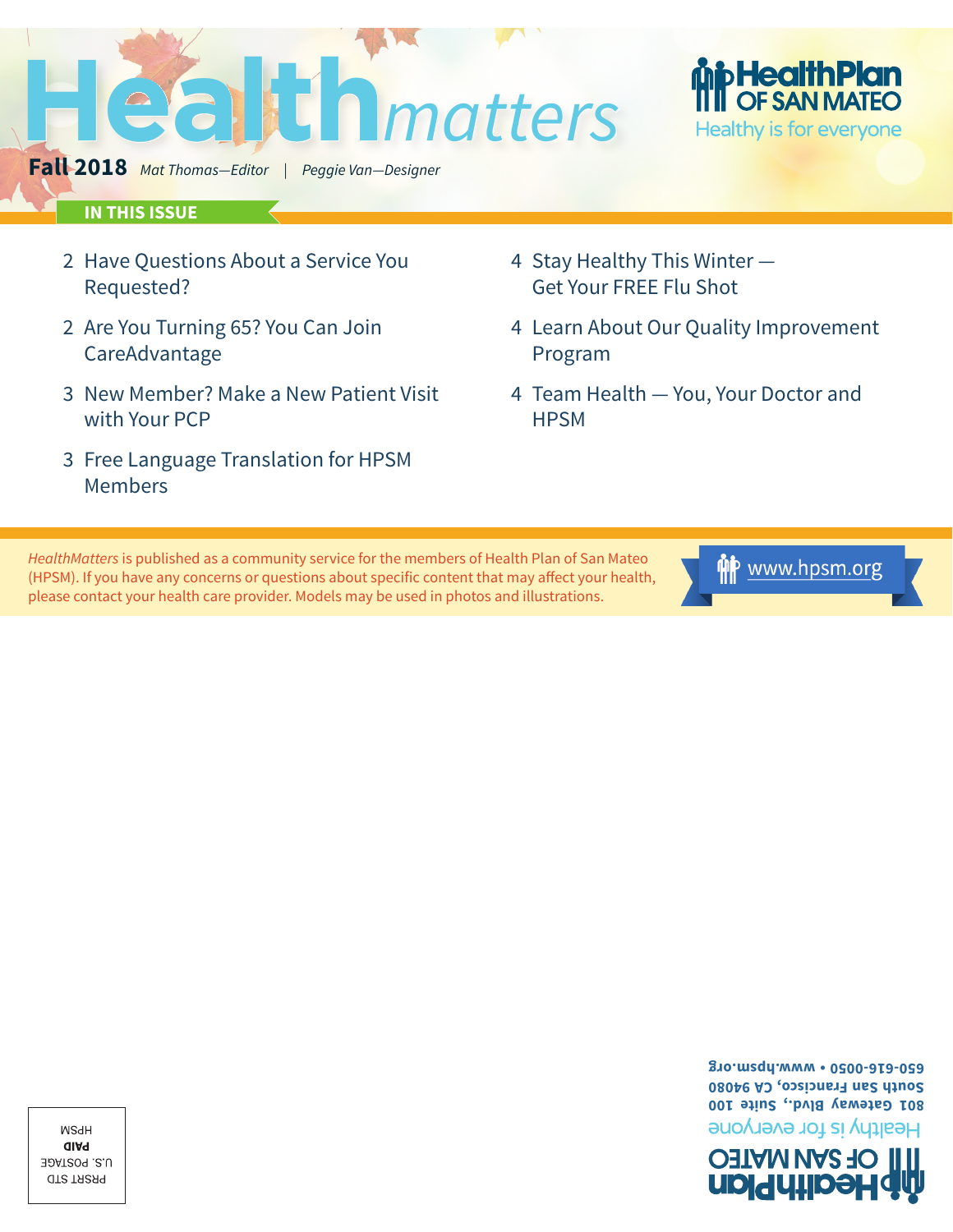# Health*matters*

**Fall 2018** *Mat Thomas—Editor* | *Peggie Van—Designer*

**HealthPlan OF SAN MATEO**
Healthy is for everyone

## IN THIS ISSUE

- 2 Have Questions About a Service You Requested?
- 2 Are You Turning 65? You Can Join CareAdvantage
- 3 New Member? Make a New Patient Visit with Your PCP
- 3 Free Language Translation for HPSM Members
- 4 Stay Healthy This Winter — Get Your FREE Flu Shot
- 4 Learn About Our Quality Improvement Program
- 4 Team Health — You, Your Doctor and HPSM

*HealthMatters* is published as a community service for the members of Health Plan of San Mateo (HPSM). If you have any concerns or questions about specific content that may affect your health, please contact your health care provider. Models may be used in photos and illustrations.

www.hpsm.org

PRSRT STD
U.S. POSTAGE
**PAID**
HPSM

**HealthPlan OF SAN MATEO**
Healthy is for everyone
801 Gateway Blvd., Suite 100
South San Francisco, CA 94080
650-616-0050 • www.hpsm.org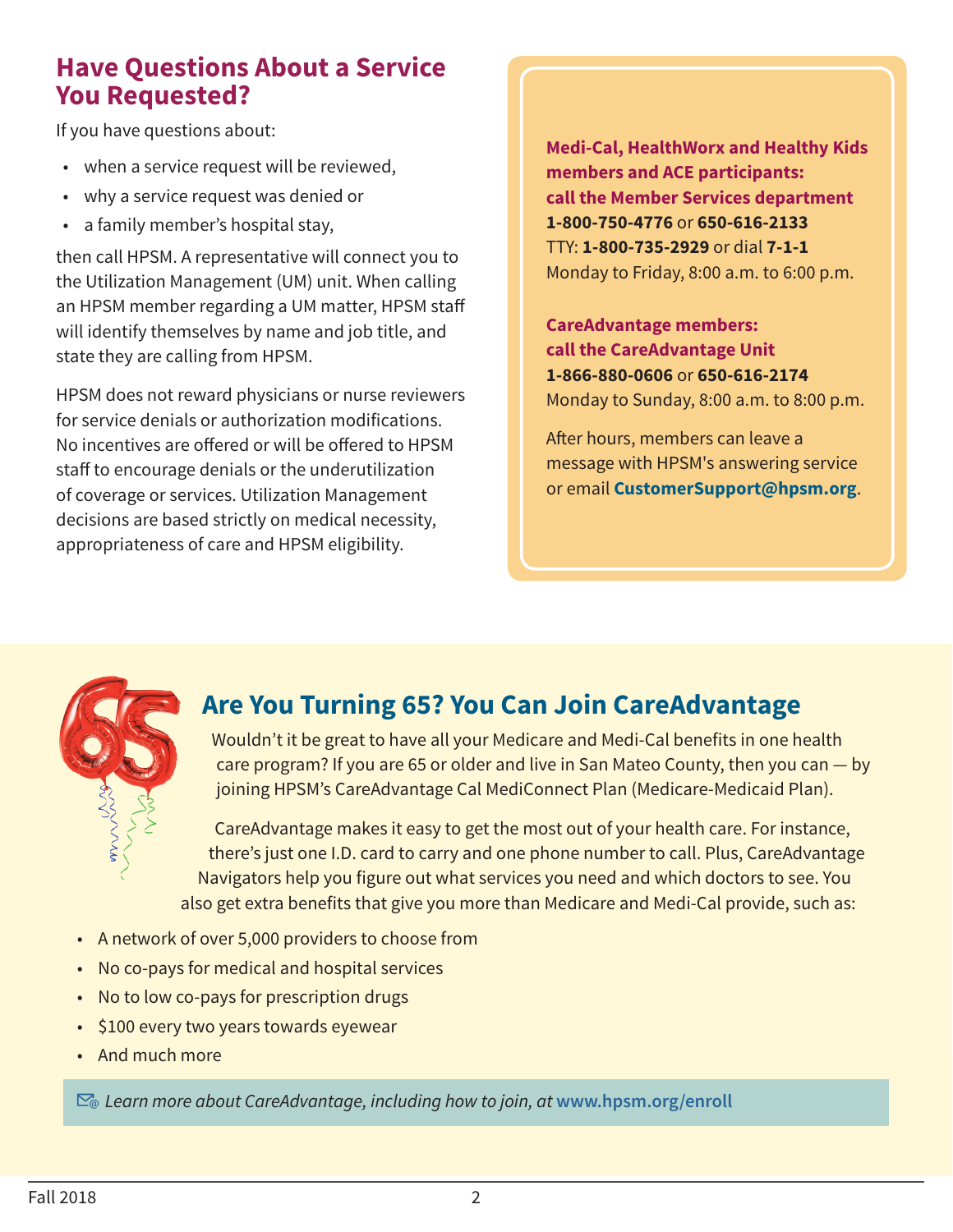## Have Questions About a Service You Requested?

If you have questions about:

- when a service request will be reviewed,
- why a service request was denied or
- a family member's hospital stay,

then call HPSM. A representative will connect you to the Utilization Management (UM) unit. When calling an HPSM member regarding a UM matter, HPSM staff will identify themselves by name and job title, and state they are calling from HPSM.

HPSM does not reward physicians or nurse reviewers for service denials or authorization modifications. No incentives are offered or will be offered to HPSM staff to encourage denials or the underutilization of coverage or services. Utilization Management decisions are based strictly on medical necessity, appropriateness of care and HPSM eligibility.

**Medi-Cal, HealthWorx and Healthy Kids members and ACE participants: call the Member Services department**
**1-800-750-4776** or **650-616-2133**
TTY: **1-800-735-2929** or dial **7-1-1**
Monday to Friday, 8:00 a.m. to 6:00 p.m.

**CareAdvantage members: call the CareAdvantage Unit**
**1-866-880-0606** or **650-616-2174**
Monday to Sunday, 8:00 a.m. to 8:00 p.m.

After hours, members can leave a message with HPSM's answering service or email **CustomerSupport@hpsm.org**.

## Are You Turning 65? You Can Join CareAdvantage

Wouldn't it be great to have all your Medicare and Medi-Cal benefits in one health care program? If you are 65 or older and live in San Mateo County, then you can — by joining HPSM's CareAdvantage Cal MediConnect Plan (Medicare-Medicaid Plan).

CareAdvantage makes it easy to get the most out of your health care. For instance, there's just one I.D. card to carry and one phone number to call. Plus, CareAdvantage Navigators help you figure out what services you need and which doctors to see. You also get extra benefits that give you more than Medicare and Medi-Cal provide, such as:

- A network of over 5,000 providers to choose from
- No co-pays for medical and hospital services
- No to low co-pays for prescription drugs
- $100 every two years towards eyewear
- And much more

*Learn more about CareAdvantage, including how to join, at* **www.hpsm.org/enroll**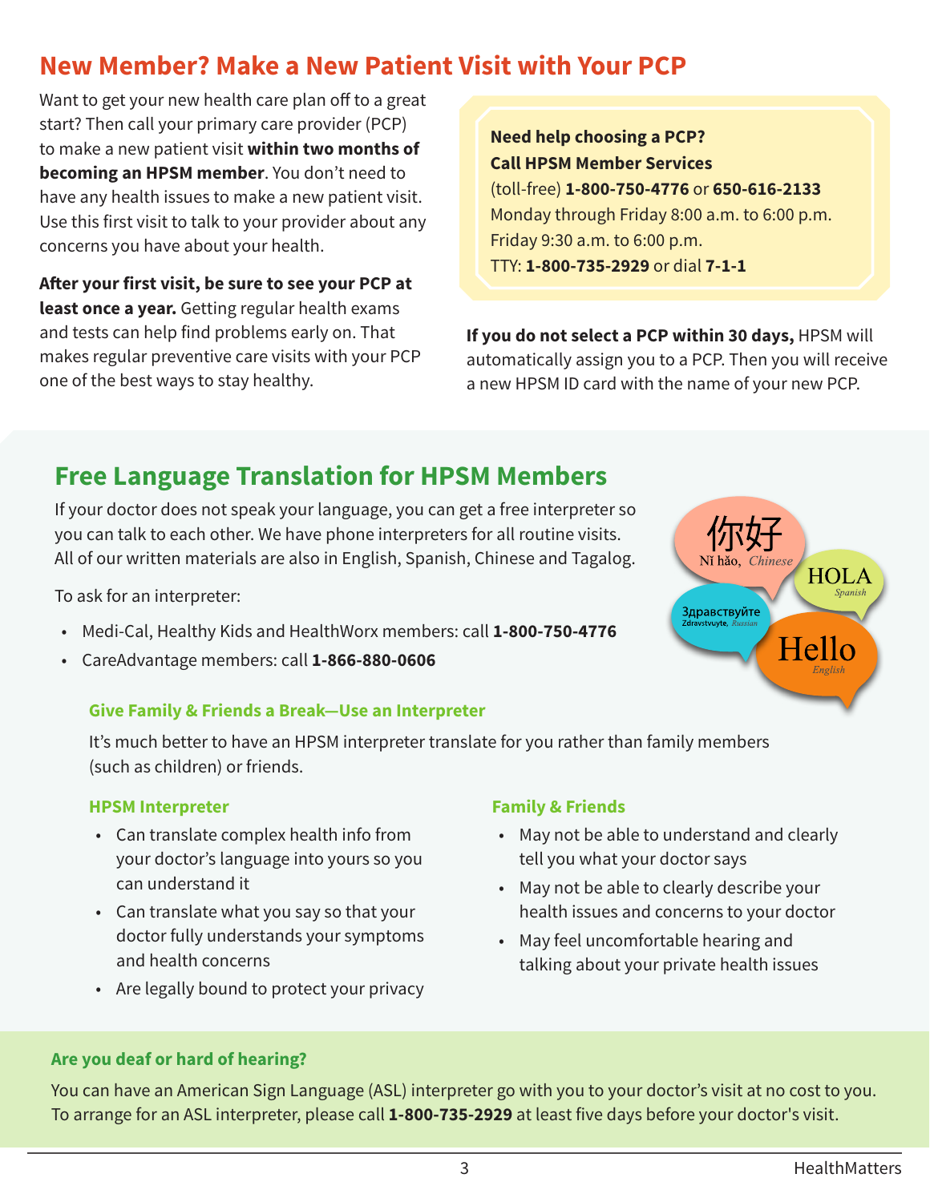## New Member? Make a New Patient Visit with Your PCP

Want to get your new health care plan off to a great start? Then call your primary care provider (PCP) to make a new patient visit **within two months of becoming an HPSM member**. You don't need to have any health issues to make a new patient visit. Use this first visit to talk to your provider about any concerns you have about your health.

**After your first visit, be sure to see your PCP at least once a year.** Getting regular health exams and tests can help find problems early on. That makes regular preventive care visits with your PCP one of the best ways to stay healthy.

**Need help choosing a PCP?**
**Call HPSM Member Services**
(toll-free) **1-800-750-4776** or **650-616-2133**
Monday through Friday 8:00 a.m. to 6:00 p.m.
Friday 9:30 a.m. to 6:00 p.m.
TTY: **1-800-735-2929** or dial **7-1-1**

**If you do not select a PCP within 30 days,** HPSM will automatically assign you to a PCP. Then you will receive a new HPSM ID card with the name of your new PCP.

## Free Language Translation for HPSM Members

If your doctor does not speak your language, you can get a free interpreter so you can talk to each other. We have phone interpreters for all routine visits. All of our written materials are also in English, Spanish, Chinese and Tagalog.

To ask for an interpreter:

- Medi-Cal, Healthy Kids and HealthWorx members: call **1-800-750-4776**
- CareAdvantage members: call **1-866-880-0606**

### Give Family & Friends a Break—Use an Interpreter

It's much better to have an HPSM interpreter translate for you rather than family members (such as children) or friends.

#### HPSM Interpreter

- Can translate complex health info from your doctor's language into yours so you can understand it
- Can translate what you say so that your doctor fully understands your symptoms and health concerns
- Are legally bound to protect your privacy

#### Family & Friends

- May not be able to understand and clearly tell you what your doctor says
- May not be able to clearly describe your health issues and concerns to your doctor
- May feel uncomfortable hearing and talking about your private health issues

### Are you deaf or hard of hearing?

You can have an American Sign Language (ASL) interpreter go with you to your doctor's visit at no cost to you. To arrange for an ASL interpreter, please call **1-800-735-2929** at least five days before your doctor's visit.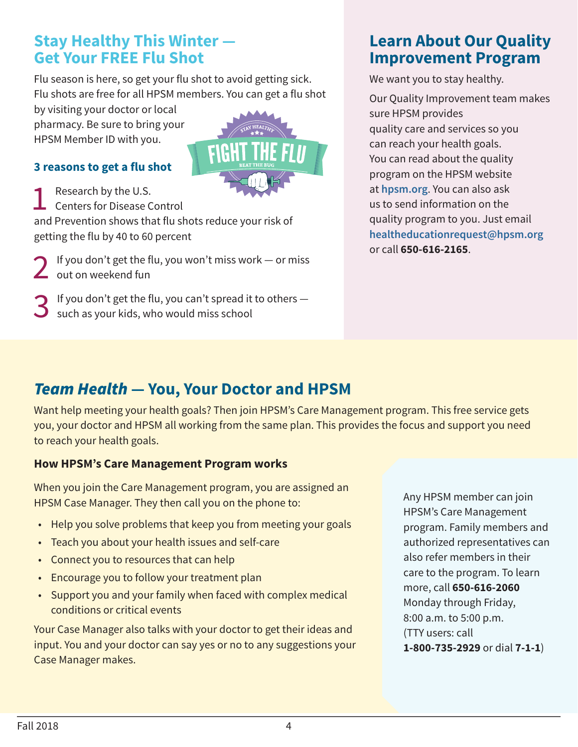## Stay Healthy This Winter — Get Your FREE Flu Shot

Flu season is here, so get your flu shot to avoid getting sick. Flu shots are free for all HPSM members. You can get a flu shot by visiting your doctor or local pharmacy. Be sure to bring your HPSM Member ID with you.

### 3 reasons to get a flu shot

1. Research by the U.S. Centers for Disease Control and Prevention shows that flu shots reduce your risk of getting the flu by 40 to 60 percent
2. If you don't get the flu, you won't miss work — or miss out on weekend fun
3. If you don't get the flu, you can't spread it to others — such as your kids, who would miss school

## Learn About Our Quality Improvement Program

We want you to stay healthy.

Our Quality Improvement team makes sure HPSM provides quality care and services so you can reach your health goals. You can read about the quality program on the HPSM website at **hpsm.org**. You can also ask us to send information on the quality program to you. Just email **healtheducationrequest@hpsm.org** or call **650-616-2165**.

## *Team Health* — You, Your Doctor and HPSM

Want help meeting your health goals? Then join HPSM's Care Management program. This free service gets you, your doctor and HPSM all working from the same plan. This provides the focus and support you need to reach your health goals.

### How HPSM's Care Management Program works

When you join the Care Management program, you are assigned an HPSM Case Manager. They then call you on the phone to:

- Help you solve problems that keep you from meeting your goals
- Teach you about your health issues and self-care
- Connect you to resources that can help
- Encourage you to follow your treatment plan
- Support you and your family when faced with complex medical conditions or critical events

Your Case Manager also talks with your doctor to get their ideas and input. You and your doctor can say yes or no to any suggestions your Case Manager makes.

Any HPSM member can join HPSM's Care Management program. Family members and authorized representatives can also refer members in their care to the program. To learn more, call **650-616-2060** Monday through Friday, 8:00 a.m. to 5:00 p.m. (TTY users: call **1-800-735-2929** or dial **7-1-1**)